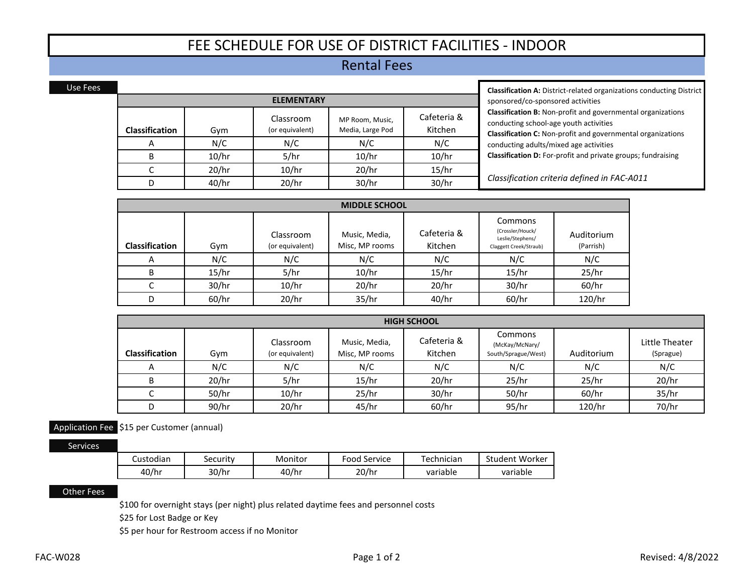# FEE SCHEDULE FOR USE OF DISTRICT FACILITIES - INDOOR

## Rental Fees

### Use Fees

**Classification A:** District-related organizations conducting District sponsored/co-sponsored activities
**Classification B:** Non-profit and governmental organizations conducting school-age youth activities
**Classification C:** Non-profit and governmental organizations conducting adults/mixed age activities
**Classification D:** For-profit and private groups; fundraising

*Classification criteria defined in FAC-A011*

**ELEMENTARY**

| Classification | Gym | Classroom (or equivalent) | MP Room, Music, Media, Large Pod | Cafeteria & Kitchen |
|---|---|---|---|---|
| A | N/C | N/C | N/C | N/C |
| B | 10/hr | 5/hr | 10/hr | 10/hr |
| C | 20/hr | 10/hr | 20/hr | 15/hr |
| D | 40/hr | 20/hr | 30/hr | 30/hr |

**MIDDLE SCHOOL**

| Classification | Gym | Classroom (or equivalent) | Music, Media, Misc, MP rooms | Cafeteria & Kitchen | Commons (Crossler/Houck/ Leslie/Stephens/ Claggett Creek/Straub) | Auditorium (Parrish) |
|---|---|---|---|---|---|---|
| A | N/C | N/C | N/C | N/C | N/C | N/C |
| B | 15/hr | 5/hr | 10/hr | 15/hr | 15/hr | 25/hr |
| C | 30/hr | 10/hr | 20/hr | 20/hr | 30/hr | 60/hr |
| D | 60/hr | 20/hr | 35/hr | 40/hr | 60/hr | 120/hr |

**HIGH SCHOOL**

| Classification | Gym | Classroom (or equivalent) | Music, Media, Misc, MP rooms | Cafeteria & Kitchen | Commons (McKay/McNary/ South/Sprague/West) | Auditorium | Little Theater (Sprague) |
|---|---|---|---|---|---|---|---|
| A | N/C | N/C | N/C | N/C | N/C | N/C | N/C |
| B | 20/hr | 5/hr | 15/hr | 20/hr | 25/hr | 25/hr | 20/hr |
| C | 50/hr | 10/hr | 25/hr | 30/hr | 50/hr | 60/hr | 35/hr |
| D | 90/hr | 20/hr | 45/hr | 60/hr | 95/hr | 120/hr | 70/hr |

### Application Fee

$15 per Customer (annual)

### Services

| Custodian | Security | Monitor | Food Service | Technician | Student Worker |
|---|---|---|---|---|---|
| 40/hr | 30/hr | 40/hr | 20/hr | variable | variable |

### Other Fees

$100 for overnight stays (per night) plus related daytime fees and personnel costs

$25 for Lost Badge or Key

$5 per hour for Restroom access if no Monitor

FAC-W028 Revised: 4/8/2022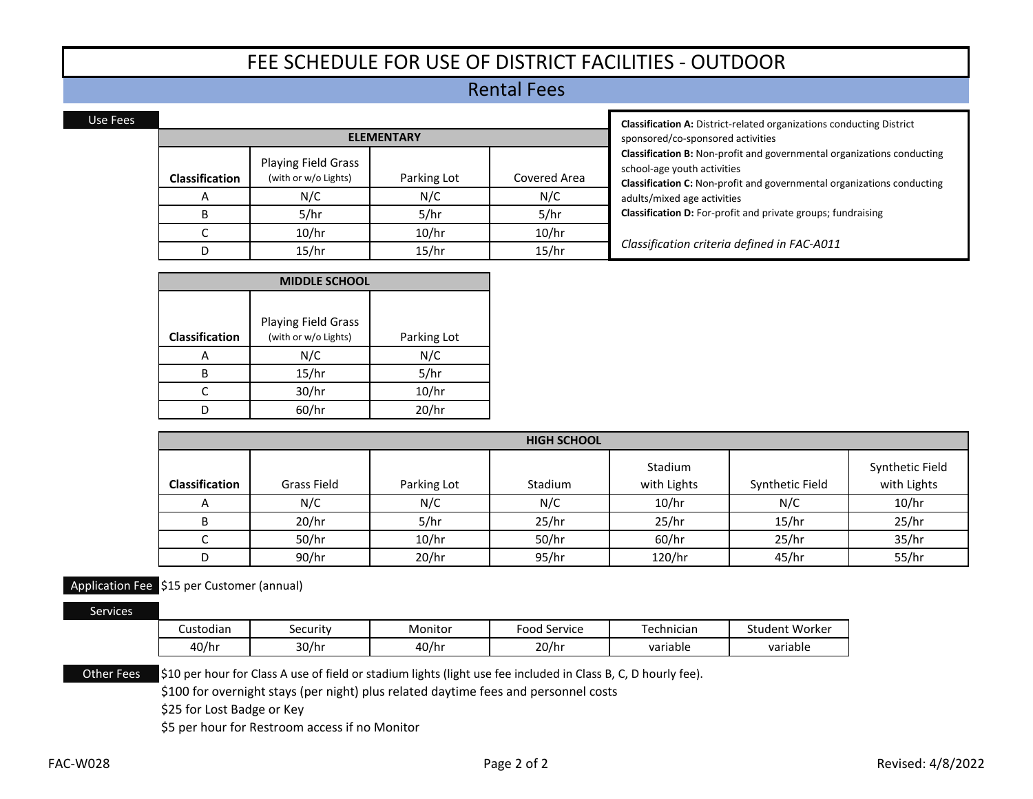# FEE SCHEDULE FOR USE OF DISTRICT FACILITIES - OUTDOOR

## Rental Fees

**Use Fees**

| ELEMENTARY | | | |
|---|---|---|---|
| **Classification** | Playing Field Grass (with or w/o Lights) | Parking Lot | Covered Area |
| A | N/C | N/C | N/C |
| B | 5/hr | 5/hr | 5/hr |
| C | 10/hr | 10/hr | 10/hr |
| D | 15/hr | 15/hr | 15/hr |

**Classification A:** District-related organizations conducting District sponsored/co-sponsored activities
**Classification B:** Non-profit and governmental organizations conducting school-age youth activities
**Classification C:** Non-profit and governmental organizations conducting adults/mixed age activities
**Classification D:** For-profit and private groups; fundraising

*Classification criteria defined in FAC-A011*

| MIDDLE SCHOOL | | |
|---|---|---|
| **Classification** | Playing Field Grass (with or w/o Lights) | Parking Lot |
| A | N/C | N/C |
| B | 15/hr | 5/hr |
| C | 30/hr | 10/hr |
| D | 60/hr | 20/hr |

| HIGH SCHOOL | | | | | | |
|---|---|---|---|---|---|---|
| **Classification** | Grass Field | Parking Lot | Stadium | Stadium with Lights | Synthetic Field | Synthetic Field with Lights |
| A | N/C | N/C | N/C | 10/hr | N/C | 10/hr |
| B | 20/hr | 5/hr | 25/hr | 25/hr | 15/hr | 25/hr |
| C | 50/hr | 10/hr | 50/hr | 60/hr | 25/hr | 35/hr |
| D | 90/hr | 20/hr | 95/hr | 120/hr | 45/hr | 55/hr |

**Application Fee** $15 per Customer (annual)

**Services**

| Custodian | Security | Monitor | Food Service | Technician | Student Worker |
|---|---|---|---|---|---|
| 40/hr | 30/hr | 40/hr | 20/hr | variable | variable |

**Other Fees**

$10 per hour for Class A use of field or stadium lights (light use fee included in Class B, C, D hourly fee).

$100 for overnight stays (per night) plus related daytime fees and personnel costs

$25 for Lost Badge or Key

$5 per hour for Restroom access if no Monitor

FAC-W028

Revised: 4/8/2022